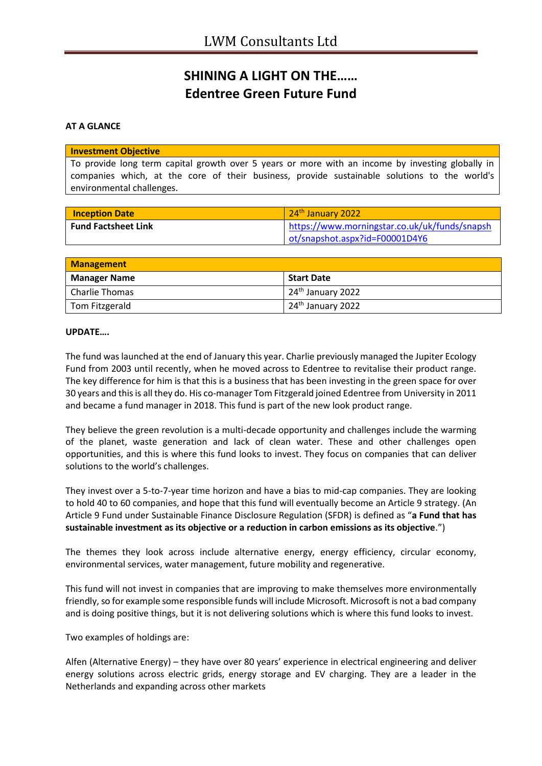# SHINING A LIGHT ON THE……
# Edentree Green Future Fund

**AT A GLANCE**

| **Investment Objective** |
|---|
| To provide long term capital growth over 5 years or more with an income by investing globally in companies which, at the core of their business, provide sustainable solutions to the world's environmental challenges. |

| **Inception Date** | 24th January 2022 |
|---|---|
| **Fund Factsheet Link** | https://www.morningstar.co.uk/uk/funds/snapshot/snapshot.aspx?id=F00001D4Y6 |

| **Management** | |
|---|---|
| **Manager Name** | **Start Date** |
| Charlie Thomas | 24th January 2022 |
| Tom Fitzgerald | 24th January 2022 |

**UPDATE….**

The fund was launched at the end of January this year. Charlie previously managed the Jupiter Ecology Fund from 2003 until recently, when he moved across to Edentree to revitalise their product range. The key difference for him is that this is a business that has been investing in the green space for over 30 years and this is all they do. His co-manager Tom Fitzgerald joined Edentree from University in 2011 and became a fund manager in 2018. This fund is part of the new look product range.

They believe the green revolution is a multi-decade opportunity and challenges include the warming of the planet, waste generation and lack of clean water. These and other challenges open opportunities, and this is where this fund looks to invest. They focus on companies that can deliver solutions to the world's challenges.

They invest over a 5-to-7-year time horizon and have a bias to mid-cap companies. They are looking to hold 40 to 60 companies, and hope that this fund will eventually become an Article 9 strategy. (An Article 9 Fund under Sustainable Finance Disclosure Regulation (SFDR) is defined as "**a Fund that has sustainable investment as its objective or a reduction in carbon emissions as its objective**.")

The themes they look across include alternative energy, energy efficiency, circular economy, environmental services, water management, future mobility and regenerative.

This fund will not invest in companies that are improving to make themselves more environmentally friendly, so for example some responsible funds will include Microsoft. Microsoft is not a bad company and is doing positive things, but it is not delivering solutions which is where this fund looks to invest.

Two examples of holdings are:

Alfen (Alternative Energy) – they have over 80 years' experience in electrical engineering and deliver energy solutions across electric grids, energy storage and EV charging. They are a leader in the Netherlands and expanding across other markets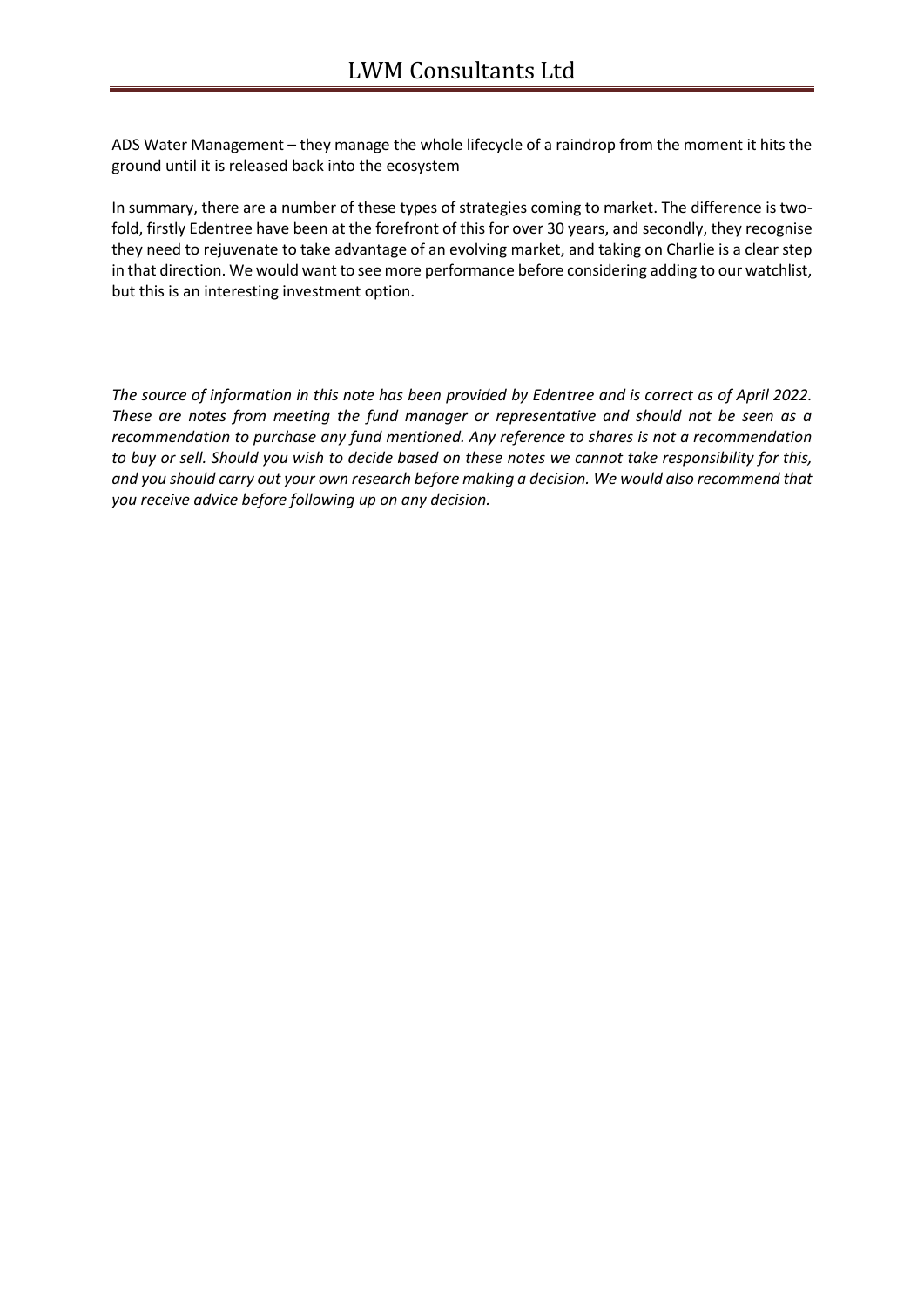ADS Water Management – they manage the whole lifecycle of a raindrop from the moment it hits the ground until it is released back into the ecosystem

In summary, there are a number of these types of strategies coming to market. The difference is two-fold, firstly Edentree have been at the forefront of this for over 30 years, and secondly, they recognise they need to rejuvenate to take advantage of an evolving market, and taking on Charlie is a clear step in that direction. We would want to see more performance before considering adding to our watchlist, but this is an interesting investment option.

*The source of information in this note has been provided by Edentree and is correct as of April 2022. These are notes from meeting the fund manager or representative and should not be seen as a recommendation to purchase any fund mentioned. Any reference to shares is not a recommendation to buy or sell. Should you wish to decide based on these notes we cannot take responsibility for this, and you should carry out your own research before making a decision. We would also recommend that you receive advice before following up on any decision.*